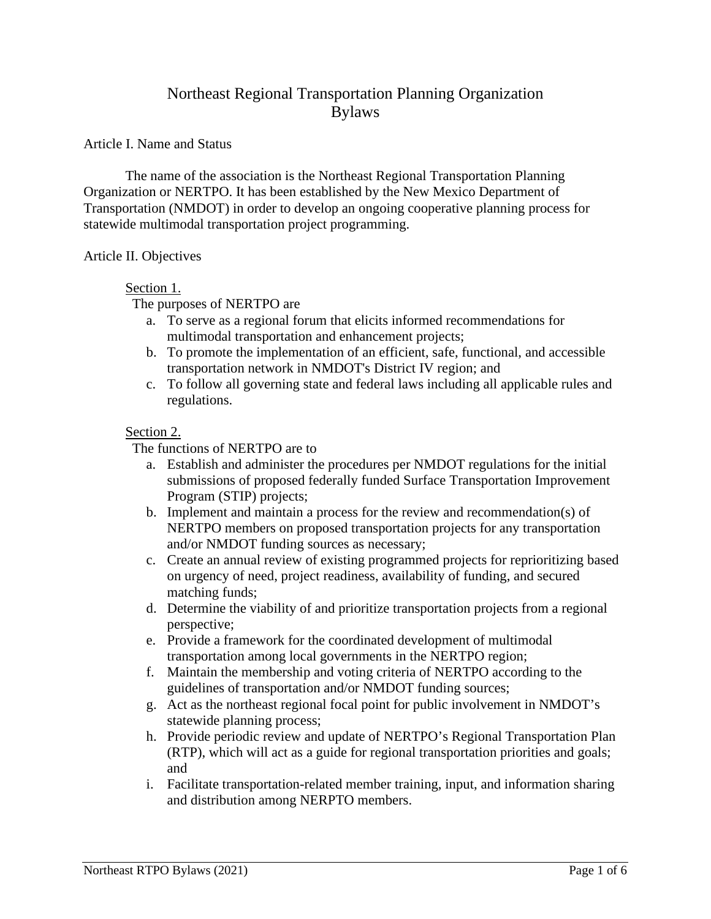# Northeast Regional Transportation Planning Organization Bylaws

## Article I. Name and Status

The name of the association is the Northeast Regional Transportation Planning Organization or NERTPO. It has been established by the New Mexico Department of Transportation (NMDOT) in order to develop an ongoing cooperative planning process for statewide multimodal transportation project programming.

## Article II. Objectives

### Section 1.

The purposes of NERTPO are

a. To serve as a regional forum that elicits informed recommendations for multimodal transportation and enhancement projects;
b. To promote the implementation of an efficient, safe, functional, and accessible transportation network in NMDOT's District IV region; and
c. To follow all governing state and federal laws including all applicable rules and regulations.

### Section 2.

The functions of NERTPO are to

a. Establish and administer the procedures per NMDOT regulations for the initial submissions of proposed federally funded Surface Transportation Improvement Program (STIP) projects;
b. Implement and maintain a process for the review and recommendation(s) of NERTPO members on proposed transportation projects for any transportation and/or NMDOT funding sources as necessary;
c. Create an annual review of existing programmed projects for reprioritizing based on urgency of need, project readiness, availability of funding, and secured matching funds;
d. Determine the viability of and prioritize transportation projects from a regional perspective;
e. Provide a framework for the coordinated development of multimodal transportation among local governments in the NERTPO region;
f. Maintain the membership and voting criteria of NERTPO according to the guidelines of transportation and/or NMDOT funding sources;
g. Act as the northeast regional focal point for public involvement in NMDOT's statewide planning process;
h. Provide periodic review and update of NERTPO's Regional Transportation Plan (RTP), which will act as a guide for regional transportation priorities and goals; and
i. Facilitate transportation-related member training, input, and information sharing and distribution among NERPTO members.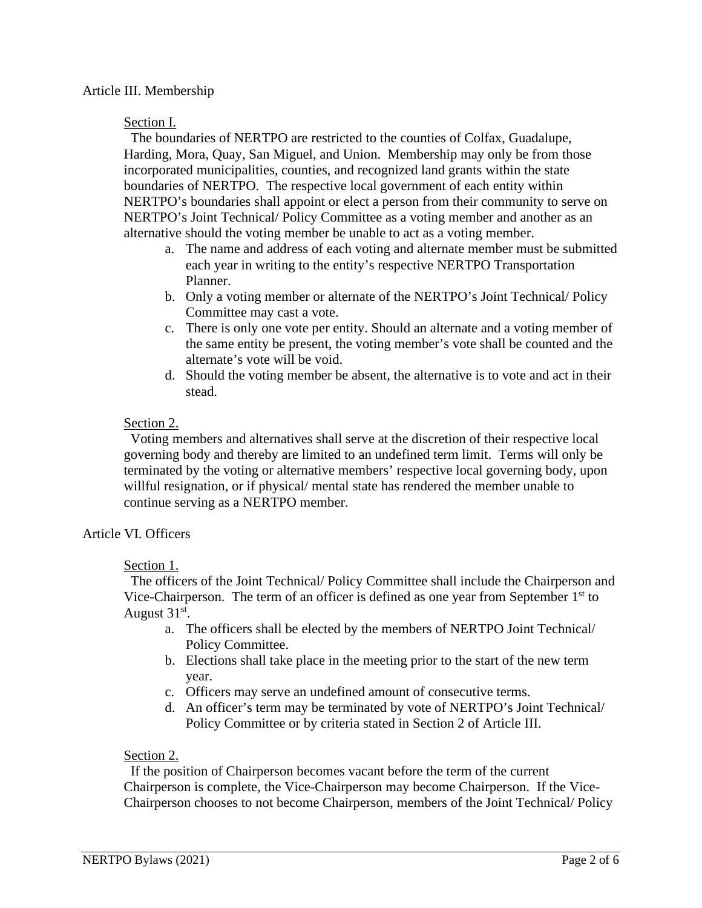## Article III. Membership

Section I.

The boundaries of NERTPO are restricted to the counties of Colfax, Guadalupe, Harding, Mora, Quay, San Miguel, and Union. Membership may only be from those incorporated municipalities, counties, and recognized land grants within the state boundaries of NERTPO. The respective local government of each entity within NERTPO's boundaries shall appoint or elect a person from their community to serve on NERTPO's Joint Technical/ Policy Committee as a voting member and another as an alternative should the voting member be unable to act as a voting member.

a. The name and address of each voting and alternate member must be submitted each year in writing to the entity's respective NERTPO Transportation Planner.
b. Only a voting member or alternate of the NERTPO's Joint Technical/ Policy Committee may cast a vote.
c. There is only one vote per entity. Should an alternate and a voting member of the same entity be present, the voting member's vote shall be counted and the alternate's vote will be void.
d. Should the voting member be absent, the alternative is to vote and act in their stead.

Section 2.

Voting members and alternatives shall serve at the discretion of their respective local governing body and thereby are limited to an undefined term limit. Terms will only be terminated by the voting or alternative members' respective local governing body, upon willful resignation, or if physical/ mental state has rendered the member unable to continue serving as a NERTPO member.

## Article VI. Officers

Section 1.

The officers of the Joint Technical/ Policy Committee shall include the Chairperson and Vice-Chairperson. The term of an officer is defined as one year from September 1st to August 31st.

a. The officers shall be elected by the members of NERTPO Joint Technical/ Policy Committee.
b. Elections shall take place in the meeting prior to the start of the new term year.
c. Officers may serve an undefined amount of consecutive terms.
d. An officer's term may be terminated by vote of NERTPO's Joint Technical/ Policy Committee or by criteria stated in Section 2 of Article III.

Section 2.

If the position of Chairperson becomes vacant before the term of the current Chairperson is complete, the Vice-Chairperson may become Chairperson. If the Vice-Chairperson chooses to not become Chairperson, members of the Joint Technical/ Policy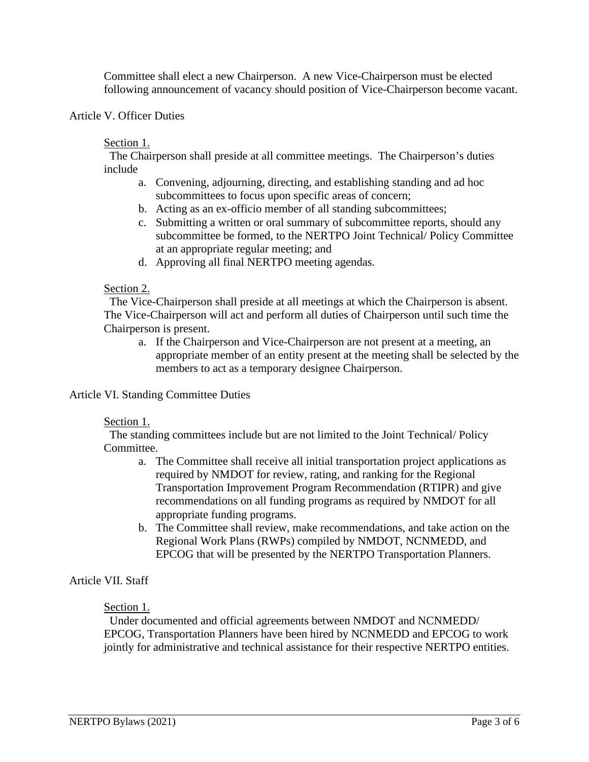Committee shall elect a new Chairperson. A new Vice-Chairperson must be elected following announcement of vacancy should position of Vice-Chairperson become vacant.

## Article V. Officer Duties

Section 1.

The Chairperson shall preside at all committee meetings. The Chairperson's duties include

a. Convening, adjourning, directing, and establishing standing and ad hoc subcommittees to focus upon specific areas of concern;
b. Acting as an ex-officio member of all standing subcommittees;
c. Submitting a written or oral summary of subcommittee reports, should any subcommittee be formed, to the NERTPO Joint Technical/ Policy Committee at an appropriate regular meeting; and
d. Approving all final NERTPO meeting agendas.

Section 2.

The Vice-Chairperson shall preside at all meetings at which the Chairperson is absent. The Vice-Chairperson will act and perform all duties of Chairperson until such time the Chairperson is present.

a. If the Chairperson and Vice-Chairperson are not present at a meeting, an appropriate member of an entity present at the meeting shall be selected by the members to act as a temporary designee Chairperson.

## Article VI. Standing Committee Duties

Section 1.

The standing committees include but are not limited to the Joint Technical/ Policy Committee.

a. The Committee shall receive all initial transportation project applications as required by NMDOT for review, rating, and ranking for the Regional Transportation Improvement Program Recommendation (RTIPR) and give recommendations on all funding programs as required by NMDOT for all appropriate funding programs.
b. The Committee shall review, make recommendations, and take action on the Regional Work Plans (RWPs) compiled by NMDOT, NCNMEDD, and EPCOG that will be presented by the NERTPO Transportation Planners.

## Article VII. Staff

Section 1.

Under documented and official agreements between NMDOT and NCNMEDD/ EPCOG, Transportation Planners have been hired by NCNMEDD and EPCOG to work jointly for administrative and technical assistance for their respective NERTPO entities.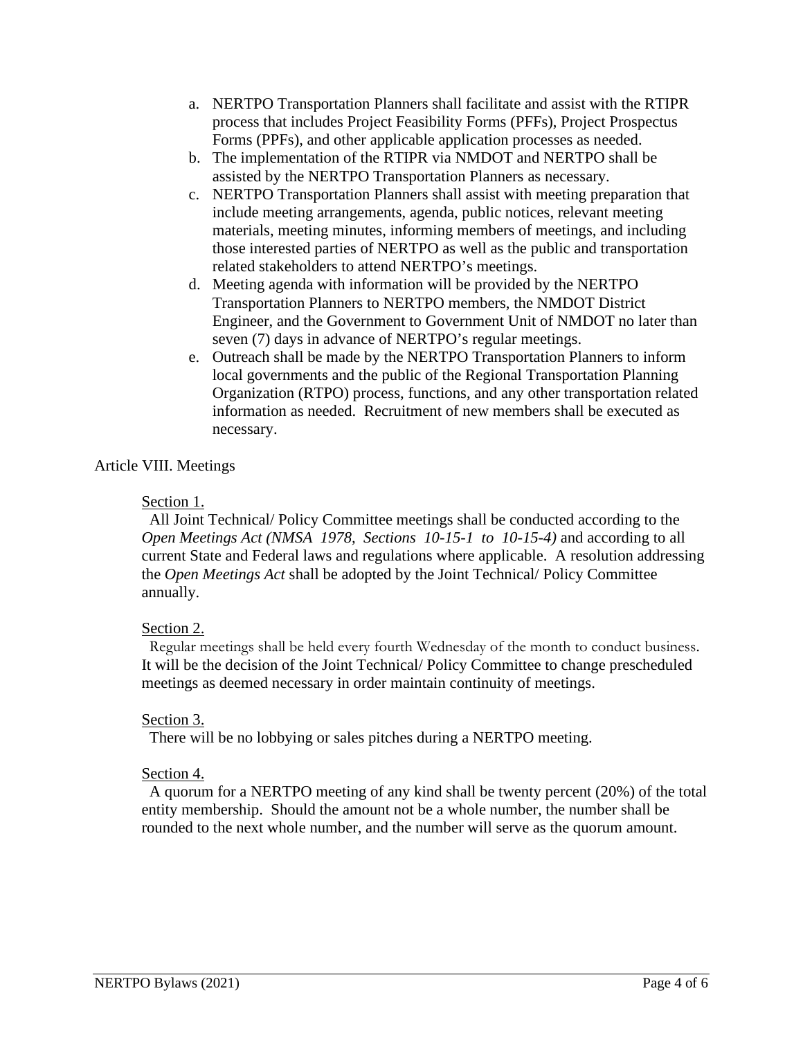a. NERTPO Transportation Planners shall facilitate and assist with the RTIPR process that includes Project Feasibility Forms (PFFs), Project Prospectus Forms (PPFs), and other applicable application processes as needed.
b. The implementation of the RTIPR via NMDOT and NERTPO shall be assisted by the NERTPO Transportation Planners as necessary.
c. NERTPO Transportation Planners shall assist with meeting preparation that include meeting arrangements, agenda, public notices, relevant meeting materials, meeting minutes, informing members of meetings, and including those interested parties of NERTPO as well as the public and transportation related stakeholders to attend NERTPO's meetings.
d. Meeting agenda with information will be provided by the NERTPO Transportation Planners to NERTPO members, the NMDOT District Engineer, and the Government to Government Unit of NMDOT no later than seven (7) days in advance of NERTPO's regular meetings.
e. Outreach shall be made by the NERTPO Transportation Planners to inform local governments and the public of the Regional Transportation Planning Organization (RTPO) process, functions, and any other transportation related information as needed. Recruitment of new members shall be executed as necessary.

## Article VIII. Meetings

Section 1.

All Joint Technical/ Policy Committee meetings shall be conducted according to the *Open Meetings Act (NMSA 1978, Sections 10-15-1 to 10-15-4)* and according to all current State and Federal laws and regulations where applicable. A resolution addressing the *Open Meetings Act* shall be adopted by the Joint Technical/ Policy Committee annually.

Section 2.

Regular meetings shall be held every fourth Wednesday of the month to conduct business. It will be the decision of the Joint Technical/ Policy Committee to change prescheduled meetings as deemed necessary in order maintain continuity of meetings.

Section 3.

There will be no lobbying or sales pitches during a NERTPO meeting.

Section 4.

A quorum for a NERTPO meeting of any kind shall be twenty percent (20%) of the total entity membership. Should the amount not be a whole number, the number shall be rounded to the next whole number, and the number will serve as the quorum amount.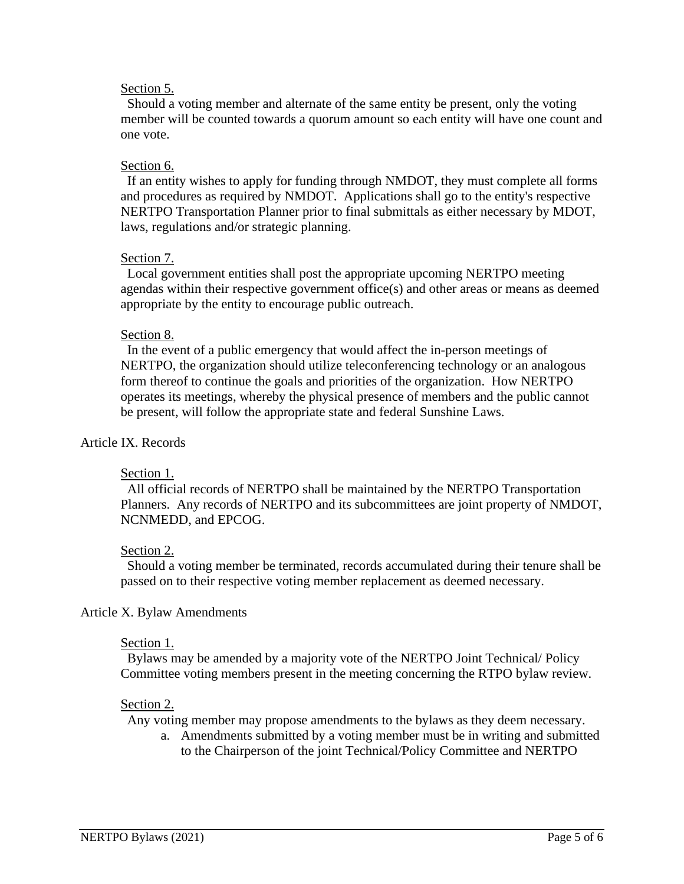Section 5.

Should a voting member and alternate of the same entity be present, only the voting member will be counted towards a quorum amount so each entity will have one count and one vote.

Section 6.

If an entity wishes to apply for funding through NMDOT, they must complete all forms and procedures as required by NMDOT. Applications shall go to the entity's respective NERTPO Transportation Planner prior to final submittals as either necessary by MDOT, laws, regulations and/or strategic planning.

Section 7.

Local government entities shall post the appropriate upcoming NERTPO meeting agendas within their respective government office(s) and other areas or means as deemed appropriate by the entity to encourage public outreach.

Section 8.

In the event of a public emergency that would affect the in-person meetings of NERTPO, the organization should utilize teleconferencing technology or an analogous form thereof to continue the goals and priorities of the organization. How NERTPO operates its meetings, whereby the physical presence of members and the public cannot be present, will follow the appropriate state and federal Sunshine Laws.

## Article IX. Records

Section 1.

All official records of NERTPO shall be maintained by the NERTPO Transportation Planners. Any records of NERTPO and its subcommittees are joint property of NMDOT, NCNMEDD, and EPCOG.

Section 2.

Should a voting member be terminated, records accumulated during their tenure shall be passed on to their respective voting member replacement as deemed necessary.

## Article X. Bylaw Amendments

Section 1.

Bylaws may be amended by a majority vote of the NERTPO Joint Technical/ Policy Committee voting members present in the meeting concerning the RTPO bylaw review.

Section 2.

Any voting member may propose amendments to the bylaws as they deem necessary.

a. Amendments submitted by a voting member must be in writing and submitted to the Chairperson of the joint Technical/Policy Committee and NERTPO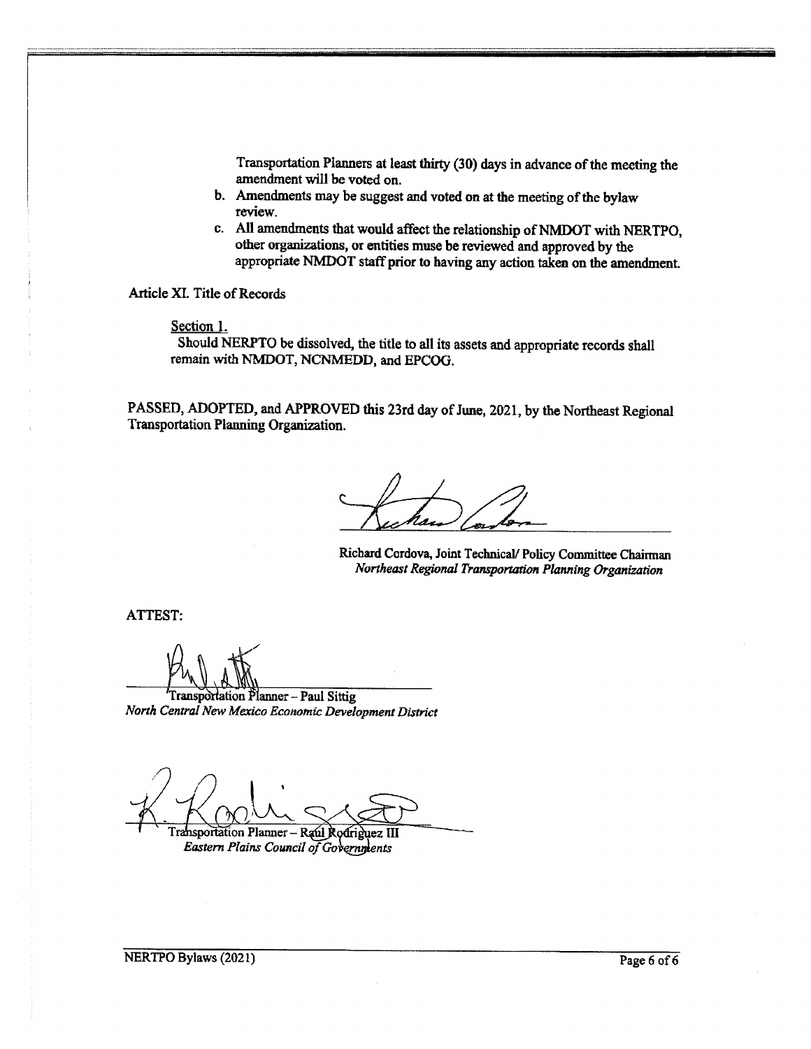Transportation Planners at least thirty (30) days in advance of the meeting the amendment will be voted on.

b. Amendments may be suggest and voted on at the meeting of the bylaw review.

c. All amendments that would affect the relationship of NMDOT with NERTPO, other organizations, or entities muse be reviewed and approved by the appropriate NMDOT staff prior to having any action taken on the amendment.

Article XI. Title of Records

Section 1.

Should NERPTO be dissolved, the title to all its assets and appropriate records shall remain with NMDOT, NCNMEDD, and EPCOG.

**PASSED, ADOPTED, and APPROVED this 23rd day of June, 2021, by the Northeast Regional Transportation Planning Organization.**

Richard Cordova, Joint Technical/ Policy Committee Chairman
*Northeast Regional Transportation Planning Organization*

ATTEST:

Transportation Planner – Paul Sittig
*North Central New Mexico Economic Development District*

Transportation Planner – Raul Rodriguez III
*Eastern Plains Council of Governments*